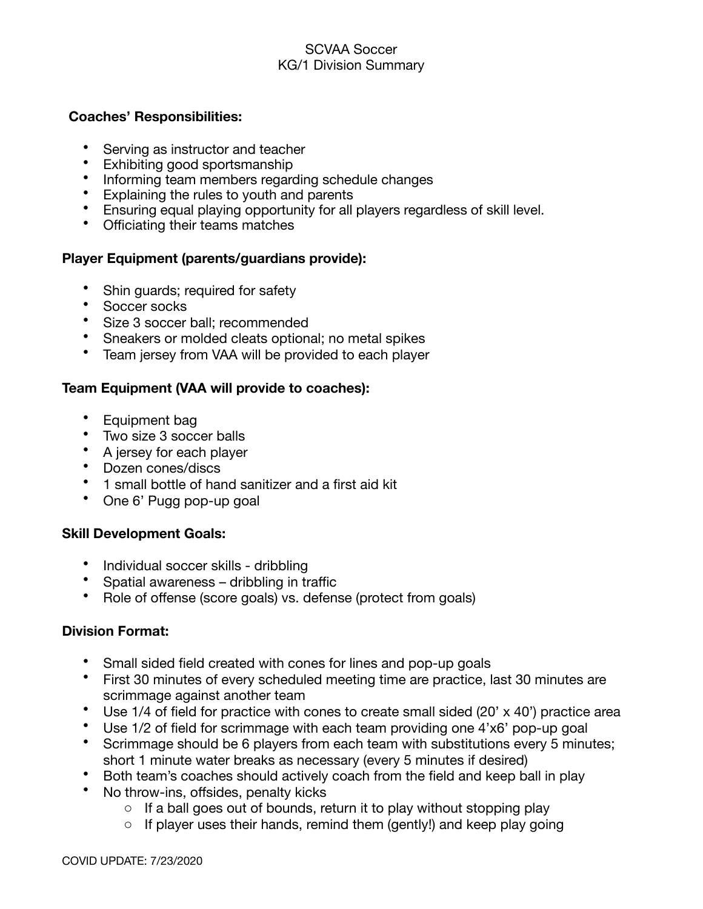# SCVAA Soccer
## KG/1 Division Summary

**Coaches' Responsibilities:**

- Serving as instructor and teacher
- Exhibiting good sportsmanship
- Informing team members regarding schedule changes
- Explaining the rules to youth and parents
- Ensuring equal playing opportunity for all players regardless of skill level.
- Officiating their teams matches

**Player Equipment (parents/guardians provide):**

- Shin guards; required for safety
- Soccer socks
- Size 3 soccer ball; recommended
- Sneakers or molded cleats optional; no metal spikes
- Team jersey from VAA will be provided to each player

**Team Equipment (VAA will provide to coaches):**

- Equipment bag
- Two size 3 soccer balls
- A jersey for each player
- Dozen cones/discs
- 1 small bottle of hand sanitizer and a first aid kit
- One 6' Pugg pop-up goal

**Skill Development Goals:**

- Individual soccer skills - dribbling
- Spatial awareness – dribbling in traffic
- Role of offense (score goals) vs. defense (protect from goals)

**Division Format:**

- Small sided field created with cones for lines and pop-up goals
- First 30 minutes of every scheduled meeting time are practice, last 30 minutes are scrimmage against another team
- Use 1/4 of field for practice with cones to create small sided (20' x 40') practice area
- Use 1/2 of field for scrimmage with each team providing one 4'x6' pop-up goal
- Scrimmage should be 6 players from each team with substitutions every 5 minutes; short 1 minute water breaks as necessary (every 5 minutes if desired)
- Both team's coaches should actively coach from the field and keep ball in play
- No throw-ins, offsides, penalty kicks
  - If a ball goes out of bounds, return it to play without stopping play
  - If player uses their hands, remind them (gently!) and keep play going

COVID UPDATE: 7/23/2020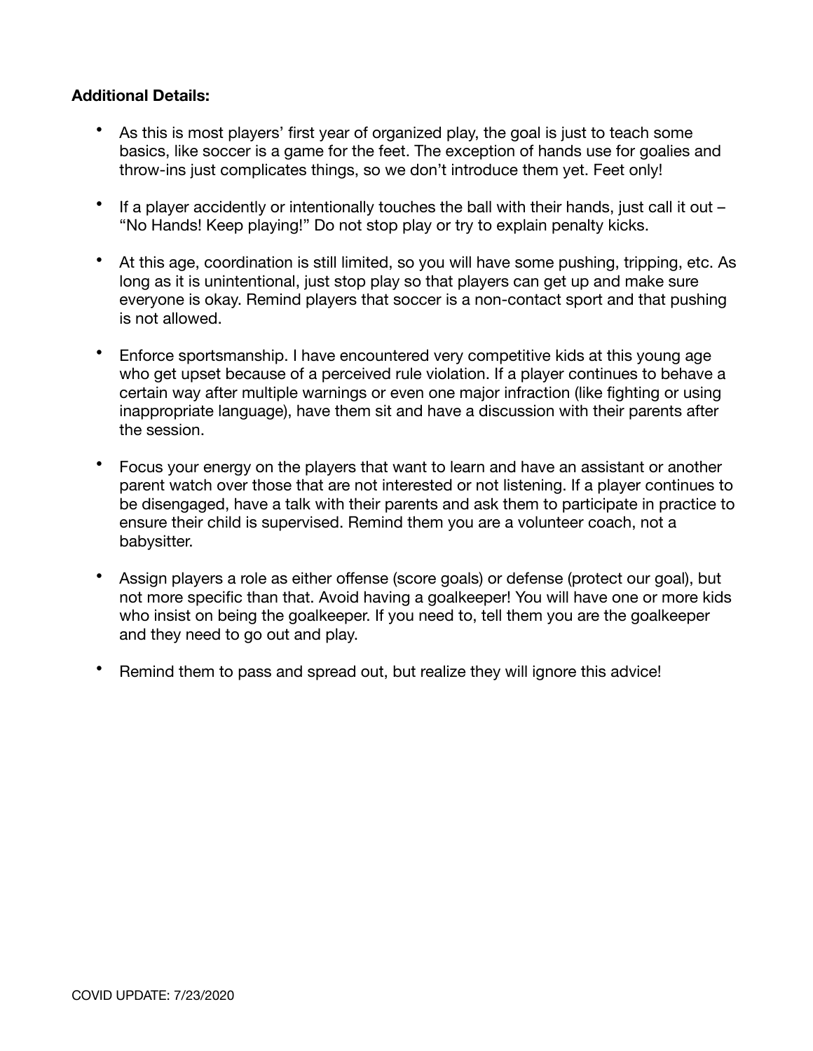**Additional Details:**

- As this is most players' first year of organized play, the goal is just to teach some basics, like soccer is a game for the feet. The exception of hands use for goalies and throw-ins just complicates things, so we don't introduce them yet. Feet only!

- If a player accidently or intentionally touches the ball with their hands, just call it out – "No Hands! Keep playing!" Do not stop play or try to explain penalty kicks.

- At this age, coordination is still limited, so you will have some pushing, tripping, etc. As long as it is unintentional, just stop play so that players can get up and make sure everyone is okay. Remind players that soccer is a non-contact sport and that pushing is not allowed.

- Enforce sportsmanship. I have encountered very competitive kids at this young age who get upset because of a perceived rule violation. If a player continues to behave a certain way after multiple warnings or even one major infraction (like fighting or using inappropriate language), have them sit and have a discussion with their parents after the session.

- Focus your energy on the players that want to learn and have an assistant or another parent watch over those that are not interested or not listening. If a player continues to be disengaged, have a talk with their parents and ask them to participate in practice to ensure their child is supervised. Remind them you are a volunteer coach, not a babysitter.

- Assign players a role as either offense (score goals) or defense (protect our goal), but not more specific than that. Avoid having a goalkeeper! You will have one or more kids who insist on being the goalkeeper. If you need to, tell them you are the goalkeeper and they need to go out and play.

- Remind them to pass and spread out, but realize they will ignore this advice!